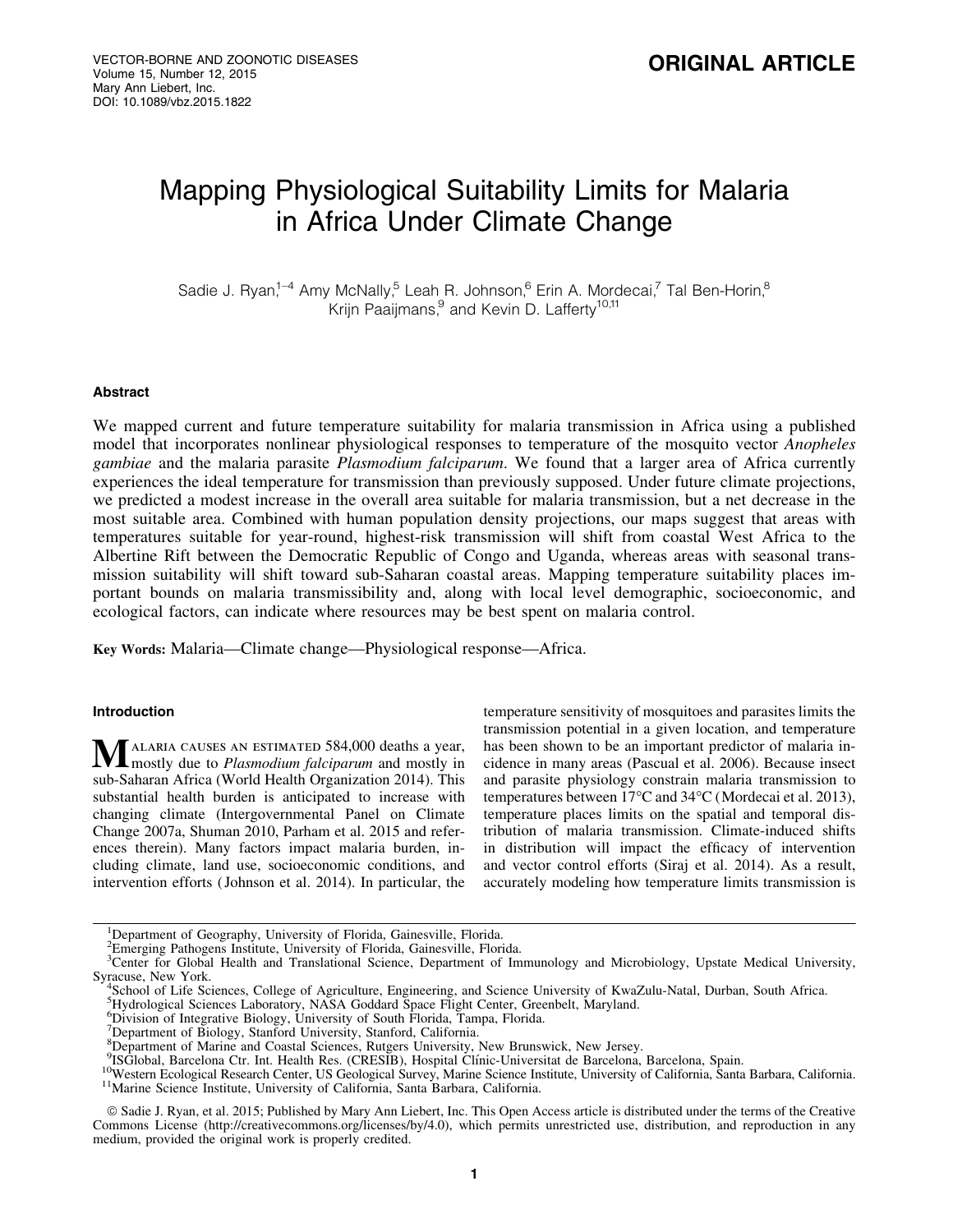VECTOR-BORNE AND ZOONOTIC DISEASES
Volume 15, Number 12, 2015
Mary Ann Liebert, Inc.
DOI: 10.1089/vbz.2015.1822

**ORIGINAL ARTICLE**

# Mapping Physiological Suitability Limits for Malaria in Africa Under Climate Change

Sadie J. Ryan,[1–4] Amy McNally,[5] Leah R. Johnson,[6] Erin A. Mordecai,[7] Tal Ben-Horin,[8] Krijn Paaijmans,[9] and Kevin D. Lafferty[10,11]

## Abstract

We mapped current and future temperature suitability for malaria transmission in Africa using a published model that incorporates nonlinear physiological responses to temperature of the mosquito vector *Anopheles gambiae* and the malaria parasite *Plasmodium falciparum*. We found that a larger area of Africa currently experiences the ideal temperature for transmission than previously supposed. Under future climate projections, we predicted a modest increase in the overall area suitable for malaria transmission, but a net decrease in the most suitable area. Combined with human population density projections, our maps suggest that areas with temperatures suitable for year-round, highest-risk transmission will shift from coastal West Africa to the Albertine Rift between the Democratic Republic of Congo and Uganda, whereas areas with seasonal transmission suitability will shift toward sub-Saharan coastal areas. Mapping temperature suitability places important bounds on malaria transmissibility and, along with local level demographic, socioeconomic, and ecological factors, can indicate where resources may be best spent on malaria control.

**Key Words:** Malaria—Climate change—Physiological response—Africa.

## Introduction

Malaria causes an estimated 584,000 deaths a year, mostly due to *Plasmodium falciparum* and mostly in sub-Saharan Africa (World Health Organization 2014). This substantial health burden is anticipated to increase with changing climate (Intergovernmental Panel on Climate Change 2007a, Shuman 2010, Parham et al. 2015 and references therein). Many factors impact malaria burden, including climate, land use, socioeconomic conditions, and intervention efforts (Johnson et al. 2014). In particular, the temperature sensitivity of mosquitoes and parasites limits the transmission potential in a given location, and temperature has been shown to be an important predictor of malaria incidence in many areas (Pascual et al. 2006). Because insect and parasite physiology constrain malaria transmission to temperatures between 17°C and 34°C (Mordecai et al. 2013), temperature places limits on the spatial and temporal distribution of malaria transmission. Climate-induced shifts in distribution will impact the efficacy of intervention and vector control efforts (Siraj et al. 2014). As a result, accurately modeling how temperature limits transmission is

---

[1]Department of Geography, University of Florida, Gainesville, Florida.
[2]Emerging Pathogens Institute, University of Florida, Gainesville, Florida.
[3]Center for Global Health and Translational Science, Department of Immunology and Microbiology, Upstate Medical University, Syracuse, New York.
[4]School of Life Sciences, College of Agriculture, Engineering, and Science University of KwaZulu-Natal, Durban, South Africa.
[5]Hydrological Sciences Laboratory, NASA Goddard Space Flight Center, Greenbelt, Maryland.
[6]Division of Integrative Biology, University of South Florida, Tampa, Florida.
[7]Department of Biology, Stanford University, Stanford, California.
[8]Department of Marine and Coastal Sciences, Rutgers University, New Brunswick, New Jersey.
[9]ISGlobal, Barcelona Ctr. Int. Health Res. (CRESIB), Hospital Clínic-Universitat de Barcelona, Barcelona, Spain.
[10]Western Ecological Research Center, US Geological Survey, Marine Science Institute, University of California, Santa Barbara, California.
[11]Marine Science Institute, University of California, Santa Barbara, California.

© Sadie J. Ryan, et al. 2015; Published by Mary Ann Liebert, Inc. This Open Access article is distributed under the terms of the Creative Commons License (http://creativecommons.org/licenses/by/4.0), which permits unrestricted use, distribution, and reproduction in any medium, provided the original work is properly credited.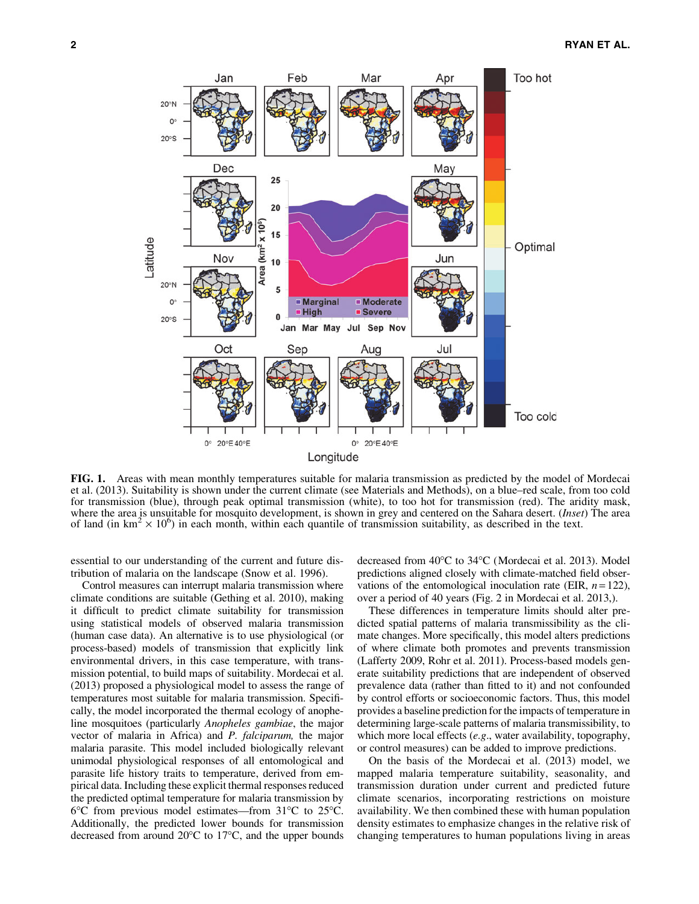**FIG. 1.** Areas with mean monthly temperatures suitable for malaria transmission as predicted by the model of Mordecai et al. (2013). Suitability is shown under the current climate (see Materials and Methods), on a blue–red scale, from too cold for transmission (blue), through peak optimal transmission (white), to too hot for transmission (red). The aridity mask, where the area is unsuitable for mosquito development, is shown in grey and centered on the Sahara desert. (*Inset*) The area of land (in km$^2 \times 10^6$) in each month, within each quantile of transmission suitability, as described in the text.

essential to our understanding of the current and future distribution of malaria on the landscape (Snow et al. 1996).

Control measures can interrupt malaria transmission where climate conditions are suitable (Gething et al. 2010), making it difficult to predict climate suitability for transmission using statistical models of observed malaria transmission (human case data). An alternative is to use physiological (or process-based) models of transmission that explicitly link environmental drivers, in this case temperature, with transmission potential, to build maps of suitability. Mordecai et al. (2013) proposed a physiological model to assess the range of temperatures most suitable for malaria transmission. Specifically, the model incorporated the thermal ecology of anopheline mosquitoes (particularly *Anopheles gambiae*, the major vector of malaria in Africa) and *P. falciparum,* the major malaria parasite. This model included biologically relevant unimodal physiological responses of all entomological and parasite life history traits to temperature, derived from empirical data. Including these explicit thermal responses reduced the predicted optimal temperature for malaria transmission by 6°C from previous model estimates—from 31°C to 25°C. Additionally, the predicted lower bounds for transmission decreased from around 20°C to 17°C, and the upper bounds decreased from 40°C to 34°C (Mordecai et al. 2013). Model predictions aligned closely with climate-matched field observations of the entomological inoculation rate (EIR, $n = 122$), over a period of 40 years (Fig. 2 in Mordecai et al. 2013,).

These differences in temperature limits should alter predicted spatial patterns of malaria transmissibility as the climate changes. More specifically, this model alters predictions of where climate both promotes and prevents transmission (Lafferty 2009, Rohr et al. 2011). Process-based models generate suitability predictions that are independent of observed prevalence data (rather than fitted to it) and not confounded by control efforts or socioeconomic factors. Thus, this model provides a baseline prediction for the impacts of temperature in determining large-scale patterns of malaria transmissibility, to which more local effects (*e.g.*, water availability, topography, or control measures) can be added to improve predictions.

On the basis of the Mordecai et al. (2013) model, we mapped malaria temperature suitability, seasonality, and transmission duration under current and predicted future climate scenarios, incorporating restrictions on moisture availability. We then combined these with human population density estimates to emphasize changes in the relative risk of changing temperatures to human populations living in areas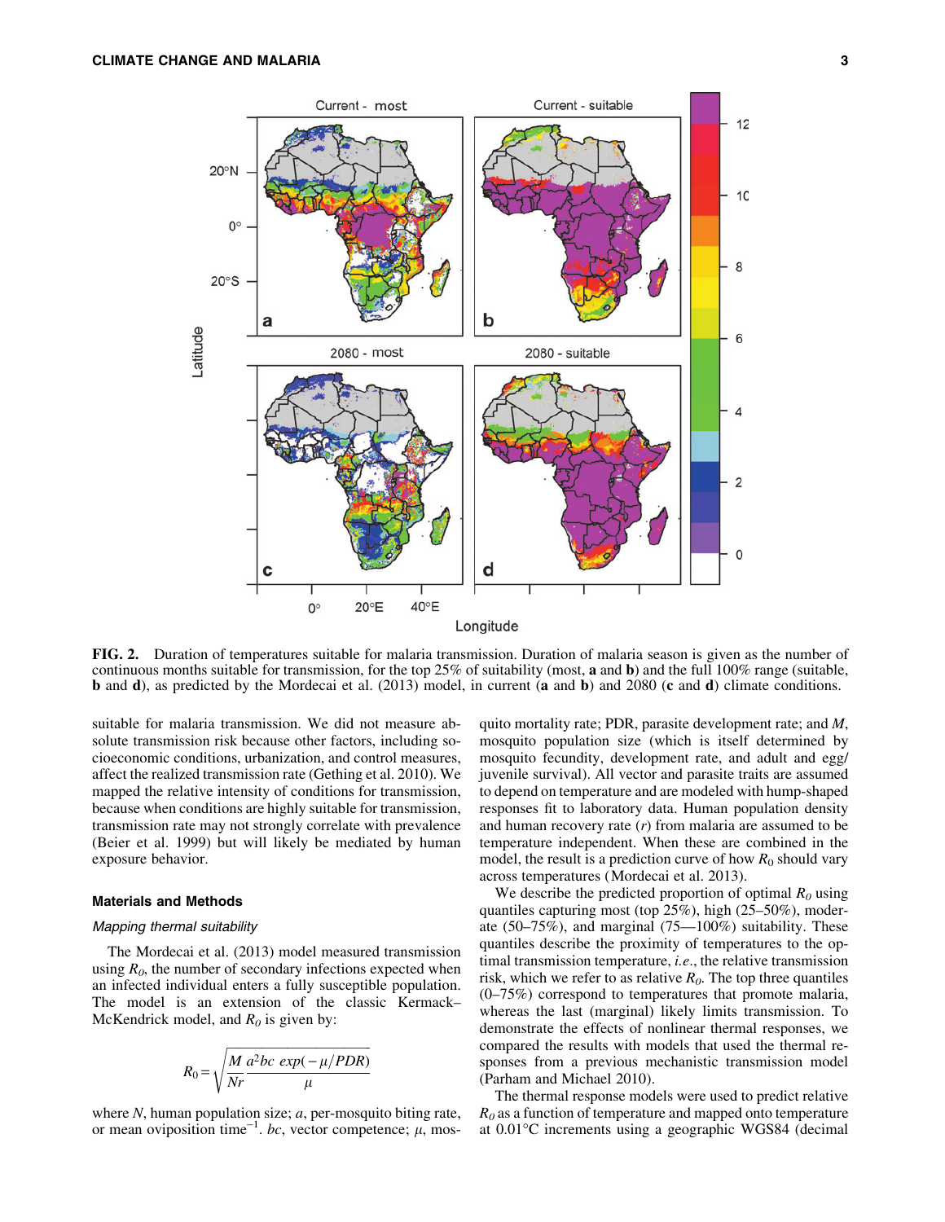**FIG. 2.** Duration of temperatures suitable for malaria transmission. Duration of malaria season is given as the number of continuous months suitable for transmission, for the top 25% of suitability (most, **a** and **b**) and the full 100% range (suitable, **b** and **d**), as predicted by the Mordecai et al. (2013) model, in current (**a** and **b**) and 2080 (**c** and **d**) climate conditions.

suitable for malaria transmission. We did not measure absolute transmission risk because other factors, including socioeconomic conditions, urbanization, and control measures, affect the realized transmission rate (Gething et al. 2010). We mapped the relative intensity of conditions for transmission, because when conditions are highly suitable for transmission, transmission rate may not strongly correlate with prevalence (Beier et al. 1999) but will likely be mediated by human exposure behavior.

### Materials and Methods

#### *Mapping thermal suitability*

The Mordecai et al. (2013) model measured transmission using $R_0$, the number of secondary infections expected when an infected individual enters a fully susceptible population. The model is an extension of the classic Kermack–McKendrick model, and $R_0$ is given by:

$$R_0 = \sqrt{\frac{M}{Nr}\frac{a^2bc\ exp(-\mu/PDR)}{\mu}}$$

where $N$, human population size; $a$, per-mosquito biting rate, or mean oviposition time$^{-1}$. $bc$, vector competence; $\mu$, mosquito mortality rate; PDR, parasite development rate; and $M$, mosquito population size (which is itself determined by mosquito fecundity, development rate, and adult and egg/juvenile survival). All vector and parasite traits are assumed to depend on temperature and are modeled with hump-shaped responses fit to laboratory data. Human population density and human recovery rate ($r$) from malaria are assumed to be temperature independent. When these are combined in the model, the result is a prediction curve of how $R_0$ should vary across temperatures (Mordecai et al. 2013).

We describe the predicted proportion of optimal $R_0$ using quantiles capturing most (top 25%), high (25–50%), moderate (50–75%), and marginal (75—100%) suitability. These quantiles describe the proximity of temperatures to the optimal transmission temperature, *i.e*., the relative transmission risk, which we refer to as relative $R_0$. The top three quantiles (0–75%) correspond to temperatures that promote malaria, whereas the last (marginal) likely limits transmission. To demonstrate the effects of nonlinear thermal responses, we compared the results with models that used the thermal responses from a previous mechanistic transmission model (Parham and Michael 2010).

The thermal response models were used to predict relative $R_0$ as a function of temperature and mapped onto temperature at 0.01°C increments using a geographic WGS84 (decimal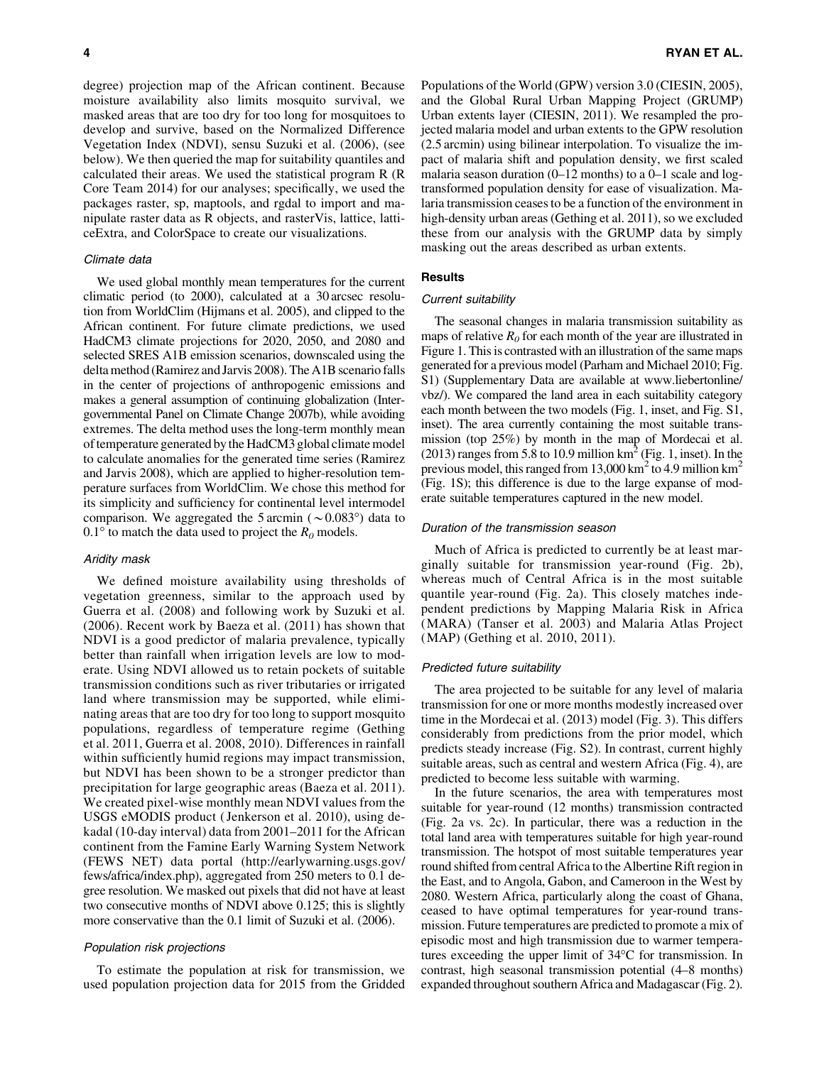degree) projection map of the African continent. Because moisture availability also limits mosquito survival, we masked areas that are too dry for too long for mosquitoes to develop and survive, based on the Normalized Difference Vegetation Index (NDVI), sensu Suzuki et al. (2006), (see below). We then queried the map for suitability quantiles and calculated their areas. We used the statistical program R (R Core Team 2014) for our analyses; specifically, we used the packages raster, sp, maptools, and rgdal to import and manipulate raster data as R objects, and rasterVis, lattice, latticeExtra, and ColorSpace to create our visualizations.

### Climate data

We used global monthly mean temperatures for the current climatic period (to 2000), calculated at a 30 arcsec resolution from WorldClim (Hijmans et al. 2005), and clipped to the African continent. For future climate predictions, we used HadCM3 climate projections for 2020, 2050, and 2080 and selected SRES A1B emission scenarios, downscaled using the delta method (Ramirez and Jarvis 2008). The A1B scenario falls in the center of projections of anthropogenic emissions and makes a general assumption of continuing globalization (Intergovernmental Panel on Climate Change 2007b), while avoiding extremes. The delta method uses the long-term monthly mean of temperature generated by the HadCM3 global climate model to calculate anomalies for the generated time series (Ramirez and Jarvis 2008), which are applied to higher-resolution temperature surfaces from WorldClim. We chose this method for its simplicity and sufficiency for continental level intermodel comparison. We aggregated the 5 arcmin ($\sim 0.083°$) data to $0.1°$ to match the data used to project the $R_0$ models.

### Aridity mask

We defined moisture availability using thresholds of vegetation greenness, similar to the approach used by Guerra et al. (2008) and following work by Suzuki et al. (2006). Recent work by Baeza et al. (2011) has shown that NDVI is a good predictor of malaria prevalence, typically better than rainfall when irrigation levels are low to moderate. Using NDVI allowed us to retain pockets of suitable transmission conditions such as river tributaries or irrigated land where transmission may be supported, while eliminating areas that are too dry for too long to support mosquito populations, regardless of temperature regime (Gething et al. 2011, Guerra et al. 2008, 2010). Differences in rainfall within sufficiently humid regions may impact transmission, but NDVI has been shown to be a stronger predictor than precipitation for large geographic areas (Baeza et al. 2011). We created pixel-wise monthly mean NDVI values from the USGS eMODIS product (Jenkerson et al. 2010), using dekadal (10-day interval) data from 2001–2011 for the African continent from the Famine Early Warning System Network (FEWS NET) data portal (http://earlywarning.usgs.gov/fews/africa/index.php), aggregated from 250 meters to 0.1 degree resolution. We masked out pixels that did not have at least two consecutive months of NDVI above 0.125; this is slightly more conservative than the 0.1 limit of Suzuki et al. (2006).

### Population risk projections

To estimate the population at risk for transmission, we used population projection data for 2015 from the Gridded Populations of the World (GPW) version 3.0 (CIESIN, 2005), and the Global Rural Urban Mapping Project (GRUMP) Urban extents layer (CIESIN, 2011). We resampled the projected malaria model and urban extents to the GPW resolution (2.5 arcmin) using bilinear interpolation. To visualize the impact of malaria shift and population density, we first scaled malaria season duration (0–12 months) to a 0–1 scale and log-transformed population density for ease of visualization. Malaria transmission ceases to be a function of the environment in high-density urban areas (Gething et al. 2011), so we excluded these from our analysis with the GRUMP data by simply masking out the areas described as urban extents.

## Results

### Current suitability

The seasonal changes in malaria transmission suitability as maps of relative $R_0$ for each month of the year are illustrated in Figure 1. This is contrasted with an illustration of the same maps generated for a previous model (Parham and Michael 2010; Fig. S1) (Supplementary Data are available at www.liebertonline/vbz/). We compared the land area in each suitability category each month between the two models (Fig. 1, inset, and Fig. S1, inset). The area currently containing the most suitable transmission (top 25%) by month in the map of Mordecai et al. (2013) ranges from 5.8 to 10.9 million km$^2$ (Fig. 1, inset). In the previous model, this ranged from 13,000 km$^2$ to 4.9 million km$^2$ (Fig. 1S); this difference is due to the large expanse of moderate suitable temperatures captured in the new model.

### Duration of the transmission season

Much of Africa is predicted to currently be at least marginally suitable for transmission year-round (Fig. 2b), whereas much of Central Africa is in the most suitable quantile year-round (Fig. 2a). This closely matches independent predictions by Mapping Malaria Risk in Africa (MARA) (Tanser et al. 2003) and Malaria Atlas Project (MAP) (Gething et al. 2010, 2011).

### Predicted future suitability

The area projected to be suitable for any level of malaria transmission for one or more months modestly increased over time in the Mordecai et al. (2013) model (Fig. 3). This differs considerably from predictions from the prior model, which predicts steady increase (Fig. S2). In contrast, current highly suitable areas, such as central and western Africa (Fig. 4), are predicted to become less suitable with warming.

In the future scenarios, the area with temperatures most suitable for year-round (12 months) transmission contracted (Fig. 2a vs. 2c). In particular, there was a reduction in the total land area with temperatures suitable for high year-round transmission. The hotspot of most suitable temperatures year round shifted from central Africa to the Albertine Rift region in the East, and to Angola, Gabon, and Cameroon in the West by 2080. Western Africa, particularly along the coast of Ghana, ceased to have optimal temperatures for year-round transmission. Future temperatures are predicted to promote a mix of episodic most and high transmission due to warmer temperatures exceeding the upper limit of 34°C for transmission. In contrast, high seasonal transmission potential (4–8 months) expanded throughout southern Africa and Madagascar (Fig. 2).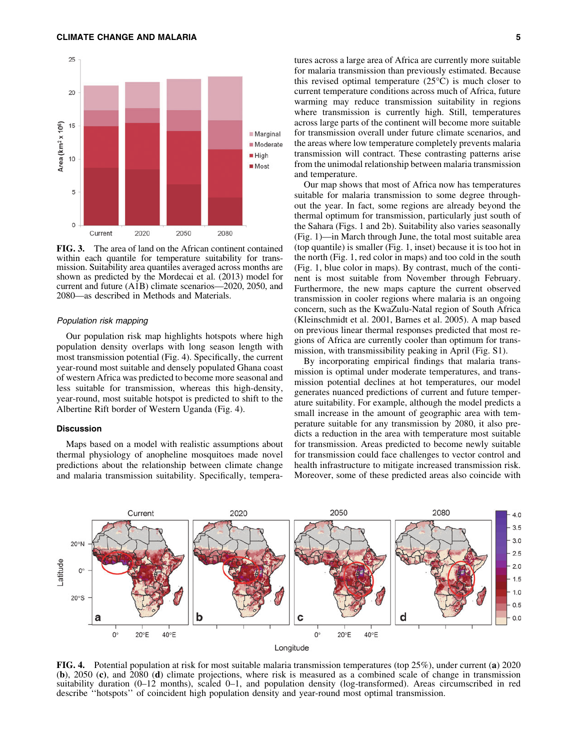**FIG. 3.** The area of land on the African continent contained within each quantile for temperature suitability for transmission. Suitability area quantiles averaged across months are shown as predicted by the Mordecai et al. (2013) model for current and future (A1B) climate scenarios—2020, 2050, and 2080—as described in Methods and Materials.

### *Population risk mapping*

Our population risk map highlights hotspots where high population density overlaps with long season length with most transmission potential (Fig. 4). Specifically, the current year-round most suitable and densely populated Ghana coast of western Africa was predicted to become more seasonal and less suitable for transmission, whereas this high-density, year-round, most suitable hotspot is predicted to shift to the Albertine Rift border of Western Uganda (Fig. 4).

## Discussion

Maps based on a model with realistic assumptions about thermal physiology of anopheline mosquitoes made novel predictions about the relationship between climate change and malaria transmission suitability. Specifically, temperatures across a large area of Africa are currently more suitable for malaria transmission than previously estimated. Because this revised optimal temperature (25°C) is much closer to current temperature conditions across much of Africa, future warming may reduce transmission suitability in regions where transmission is currently high. Still, temperatures across large parts of the continent will become more suitable for transmission overall under future climate scenarios, and the areas where low temperature completely prevents malaria transmission will contract. These contrasting patterns arise from the unimodal relationship between malaria transmission and temperature.

Our map shows that most of Africa now has temperatures suitable for malaria transmission to some degree throughout the year. In fact, some regions are already beyond the thermal optimum for transmission, particularly just south of the Sahara (Figs. 1 and 2b). Suitability also varies seasonally (Fig. 1)—in March through June, the total most suitable area (top quantile) is smaller (Fig. 1, inset) because it is too hot in the north (Fig. 1, red color in maps) and too cold in the south (Fig. 1, blue color in maps). By contrast, much of the continent is most suitable from November through February. Furthermore, the new maps capture the current observed transmission in cooler regions where malaria is an ongoing concern, such as the KwaZulu-Natal region of South Africa (Kleinschmidt et al. 2001, Barnes et al. 2005). A map based on previous linear thermal responses predicted that most regions of Africa are currently cooler than optimum for transmission, with transmissibility peaking in April (Fig. S1).

By incorporating empirical findings that malaria transmission is optimal under moderate temperatures, and transmission potential declines at hot temperatures, our model generates nuanced predictions of current and future temperature suitability. For example, although the model predicts a small increase in the amount of geographic area with temperature suitable for any transmission by 2080, it also predicts a reduction in the area with temperature most suitable for transmission. Areas predicted to become newly suitable for transmission could face challenges to vector control and health infrastructure to mitigate increased transmission risk. Moreover, some of these predicted areas also coincide with

**FIG. 4.** Potential population at risk for most suitable malaria transmission temperatures (top 25%), under current (**a**) 2020 (**b**), 2050 (**c**), and 2080 (**d**) climate projections, where risk is measured as a combined scale of change in transmission suitability duration (0–12 months), scaled 0–1, and population density (log-transformed). Areas circumscribed in red describe "hotspots" of coincident high population density and year-round most optimal transmission.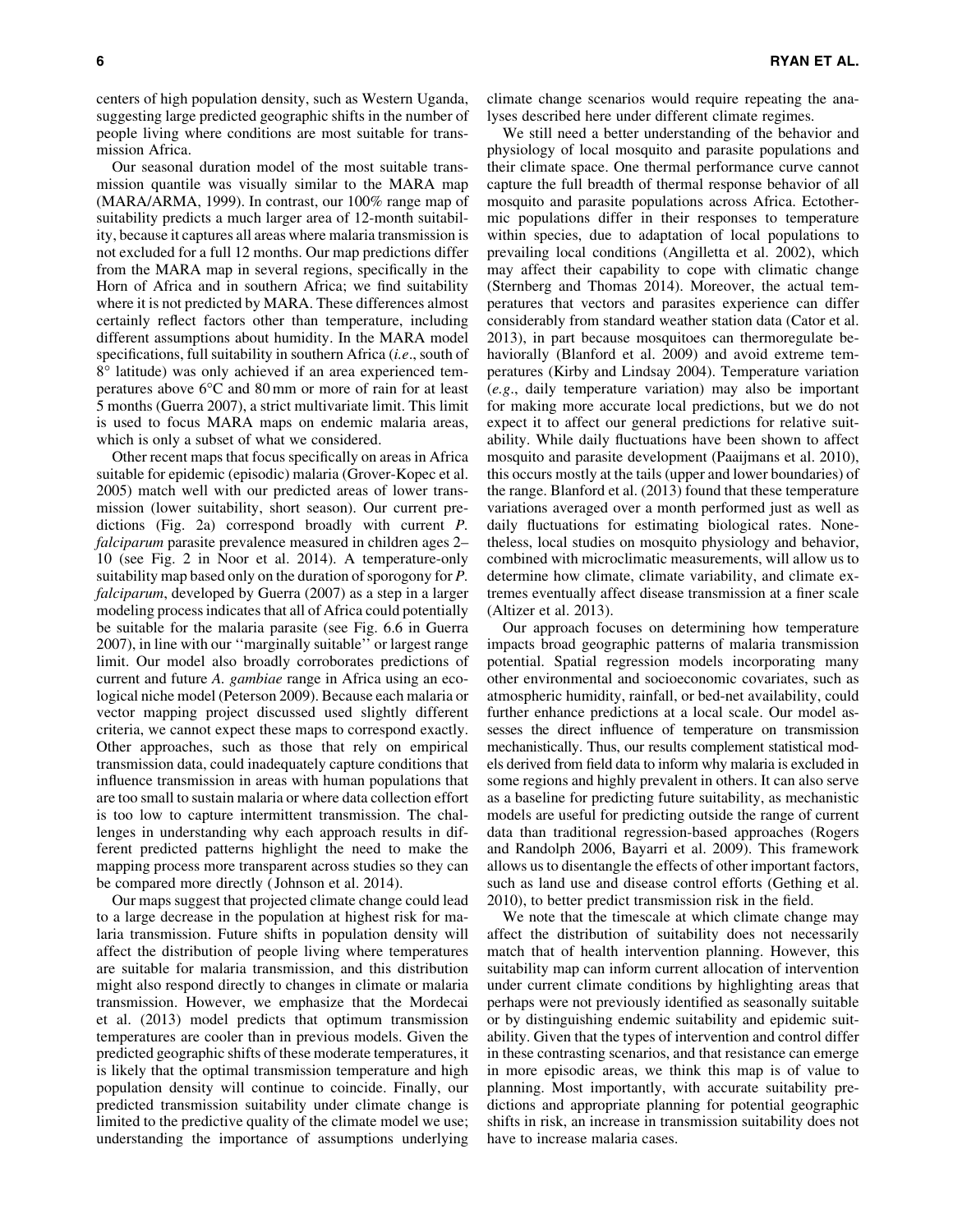centers of high population density, such as Western Uganda, suggesting large predicted geographic shifts in the number of people living where conditions are most suitable for transmission Africa.

Our seasonal duration model of the most suitable transmission quantile was visually similar to the MARA map (MARA/ARMA, 1999). In contrast, our 100% range map of suitability predicts a much larger area of 12-month suitability, because it captures all areas where malaria transmission is not excluded for a full 12 months. Our map predictions differ from the MARA map in several regions, specifically in the Horn of Africa and in southern Africa; we find suitability where it is not predicted by MARA. These differences almost certainly reflect factors other than temperature, including different assumptions about humidity. In the MARA model specifications, full suitability in southern Africa (*i.e*., south of 8° latitude) was only achieved if an area experienced temperatures above 6°C and 80 mm or more of rain for at least 5 months (Guerra 2007), a strict multivariate limit. This limit is used to focus MARA maps on endemic malaria areas, which is only a subset of what we considered.

Other recent maps that focus specifically on areas in Africa suitable for epidemic (episodic) malaria (Grover-Kopec et al. 2005) match well with our predicted areas of lower transmission (lower suitability, short season). Our current predictions (Fig. 2a) correspond broadly with current *P. falciparum* parasite prevalence measured in children ages 2–10 (see Fig. 2 in Noor et al. 2014). A temperature-only suitability map based only on the duration of sporogony for *P. falciparum*, developed by Guerra (2007) as a step in a larger modeling process indicates that all of Africa could potentially be suitable for the malaria parasite (see Fig. 6.6 in Guerra 2007), in line with our ''marginally suitable'' or largest range limit. Our model also broadly corroborates predictions of current and future *A. gambiae* range in Africa using an ecological niche model (Peterson 2009). Because each malaria or vector mapping project discussed used slightly different criteria, we cannot expect these maps to correspond exactly. Other approaches, such as those that rely on empirical transmission data, could inadequately capture conditions that influence transmission in areas with human populations that are too small to sustain malaria or where data collection effort is too low to capture intermittent transmission. The challenges in understanding why each approach results in different predicted patterns highlight the need to make the mapping process more transparent across studies so they can be compared more directly (Johnson et al. 2014).

Our maps suggest that projected climate change could lead to a large decrease in the population at highest risk for malaria transmission. Future shifts in population density will affect the distribution of people living where temperatures are suitable for malaria transmission, and this distribution might also respond directly to changes in climate or malaria transmission. However, we emphasize that the Mordecai et al. (2013) model predicts that optimum transmission temperatures are cooler than in previous models. Given the predicted geographic shifts of these moderate temperatures, it is likely that the optimal transmission temperature and high population density will continue to coincide. Finally, our predicted transmission suitability under climate change is limited to the predictive quality of the climate model we use; understanding the importance of assumptions underlying climate change scenarios would require repeating the analyses described here under different climate regimes.

We still need a better understanding of the behavior and physiology of local mosquito and parasite populations and their climate space. One thermal performance curve cannot capture the full breadth of thermal response behavior of all mosquito and parasite populations across Africa. Ectothermic populations differ in their responses to temperature within species, due to adaptation of local populations to prevailing local conditions (Angilletta et al. 2002), which may affect their capability to cope with climatic change (Sternberg and Thomas 2014). Moreover, the actual temperatures that vectors and parasites experience can differ considerably from standard weather station data (Cator et al. 2013), in part because mosquitoes can thermoregulate behaviorally (Blanford et al. 2009) and avoid extreme temperatures (Kirby and Lindsay 2004). Temperature variation (*e.g*., daily temperature variation) may also be important for making more accurate local predictions, but we do not expect it to affect our general predictions for relative suitability. While daily fluctuations have been shown to affect mosquito and parasite development (Paaijmans et al. 2010), this occurs mostly at the tails (upper and lower boundaries) of the range. Blanford et al. (2013) found that these temperature variations averaged over a month performed just as well as daily fluctuations for estimating biological rates. Nonetheless, local studies on mosquito physiology and behavior, combined with microclimatic measurements, will allow us to determine how climate, climate variability, and climate extremes eventually affect disease transmission at a finer scale (Altizer et al. 2013).

Our approach focuses on determining how temperature impacts broad geographic patterns of malaria transmission potential. Spatial regression models incorporating many other environmental and socioeconomic covariates, such as atmospheric humidity, rainfall, or bed-net availability, could further enhance predictions at a local scale. Our model assesses the direct influence of temperature on transmission mechanistically. Thus, our results complement statistical models derived from field data to inform why malaria is excluded in some regions and highly prevalent in others. It can also serve as a baseline for predicting future suitability, as mechanistic models are useful for predicting outside the range of current data than traditional regression-based approaches (Rogers and Randolph 2006, Bayarri et al. 2009). This framework allows us to disentangle the effects of other important factors, such as land use and disease control efforts (Gething et al. 2010), to better predict transmission risk in the field.

We note that the timescale at which climate change may affect the distribution of suitability does not necessarily match that of health intervention planning. However, this suitability map can inform current allocation of intervention under current climate conditions by highlighting areas that perhaps were not previously identified as seasonally suitable or by distinguishing endemic suitability and epidemic suitability. Given that the types of intervention and control differ in these contrasting scenarios, and that resistance can emerge in more episodic areas, we think this map is of value to planning. Most importantly, with accurate suitability predictions and appropriate planning for potential geographic shifts in risk, an increase in transmission suitability does not have to increase malaria cases.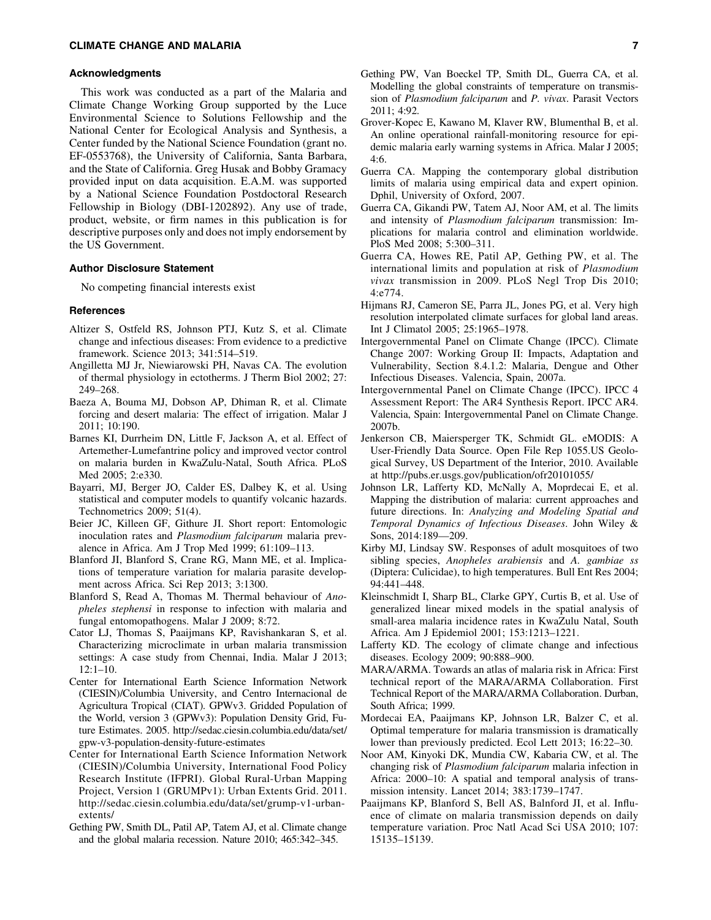### Acknowledgments

This work was conducted as a part of the Malaria and Climate Change Working Group supported by the Luce Environmental Science to Solutions Fellowship and the National Center for Ecological Analysis and Synthesis, a Center funded by the National Science Foundation (grant no. EF-0553768), the University of California, Santa Barbara, and the State of California. Greg Husak and Bobby Gramacy provided input on data acquisition. E.A.M. was supported by a National Science Foundation Postdoctoral Research Fellowship in Biology (DBI-1202892). Any use of trade, product, website, or firm names in this publication is for descriptive purposes only and does not imply endorsement by the US Government.

### Author Disclosure Statement

No competing financial interests exist

### References

Altizer S, Ostfeld RS, Johnson PTJ, Kutz S, et al. Climate change and infectious diseases: From evidence to a predictive framework. Science 2013; 341:514–519.

Angilletta MJ Jr, Niewiarowski PH, Navas CA. The evolution of thermal physiology in ectotherms. J Therm Biol 2002; 27: 249–268.

Baeza A, Bouma MJ, Dobson AP, Dhiman R, et al. Climate forcing and desert malaria: The effect of irrigation. Malar J 2011; 10:190.

Barnes KI, Durrheim DN, Little F, Jackson A, et al. Effect of Artemether-Lumefantrine policy and improved vector control on malaria burden in KwaZulu-Natal, South Africa. PLoS Med 2005; 2:e330.

Bayarri, MJ, Berger JO, Calder ES, Dalbey K, et al. Using statistical and computer models to quantify volcanic hazards. Technometrics 2009; 51(4).

Beier JC, Killeen GF, Githure JI. Short report: Entomologic inoculation rates and *Plasmodium falciparum* malaria prevalence in Africa. Am J Trop Med 1999; 61:109–113.

Blanford JI, Blanford S, Crane RG, Mann ME, et al. Implications of temperature variation for malaria parasite development across Africa. Sci Rep 2013; 3:1300.

Blanford S, Read A, Thomas M. Thermal behaviour of *Anopheles stephensi* in response to infection with malaria and fungal entomopathogens. Malar J 2009; 8:72.

Cator LJ, Thomas S, Paaijmans KP, Ravishankaran S, et al. Characterizing microclimate in urban malaria transmission settings: A case study from Chennai, India. Malar J 2013; 12:1–10.

Center for International Earth Science Information Network (CIESIN)/Columbia University, and Centro Internacional de Agricultura Tropical (CIAT). GPWv3. Gridded Population of the World, version 3 (GPWv3): Population Density Grid, Future Estimates. 2005. http://sedac.ciesin.columbia.edu/data/set/gpw-v3-population-density-future-estimates

Center for International Earth Science Information Network (CIESIN)/Columbia University, International Food Policy Research Institute (IFPRI). Global Rural-Urban Mapping Project, Version 1 (GRUMPv1): Urban Extents Grid. 2011. http://sedac.ciesin.columbia.edu/data/set/grump-v1-urban-extents/

Gething PW, Smith DL, Patil AP, Tatem AJ, et al. Climate change and the global malaria recession. Nature 2010; 465:342–345.

Gething PW, Van Boeckel TP, Smith DL, Guerra CA, et al. Modelling the global constraints of temperature on transmission of *Plasmodium falciparum* and *P. vivax*. Parasit Vectors 2011; 4:92.

Grover-Kopec E, Kawano M, Klaver RW, Blumenthal B, et al. An online operational rainfall-monitoring resource for epidemic malaria early warning systems in Africa. Malar J 2005; 4:6.

Guerra CA. Mapping the contemporary global distribution limits of malaria using empirical data and expert opinion. Dphil, University of Oxford, 2007.

Guerra CA, Gikandi PW, Tatem AJ, Noor AM, et al. The limits and intensity of *Plasmodium falciparum* transmission: Implications for malaria control and elimination worldwide. PloS Med 2008; 5:300–311.

Guerra CA, Howes RE, Patil AP, Gething PW, et al. The international limits and population at risk of *Plasmodium vivax* transmission in 2009. PLoS Negl Trop Dis 2010; 4:e774.

Hijmans RJ, Cameron SE, Parra JL, Jones PG, et al. Very high resolution interpolated climate surfaces for global land areas. Int J Climatol 2005; 25:1965–1978.

Intergovernmental Panel on Climate Change (IPCC). Climate Change 2007: Working Group II: Impacts, Adaptation and Vulnerability, Section 8.4.1.2: Malaria, Dengue and Other Infectious Diseases. Valencia, Spain, 2007a.

Intergovernmental Panel on Climate Change (IPCC). IPCC 4 Assessment Report: The AR4 Synthesis Report. IPCC AR4. Valencia, Spain: Intergovernmental Panel on Climate Change. 2007b.

Jenkerson CB, Maiersperger TK, Schmidt GL. eMODIS: A User-Friendly Data Source. Open File Rep 1055.US Geological Survey, US Department of the Interior, 2010. Available at http://pubs.er.usgs.gov/publication/ofr20101055/

Johnson LR, Lafferty KD, McNally A, Moprdecai E, et al. Mapping the distribution of malaria: current approaches and future directions. In: *Analyzing and Modeling Spatial and Temporal Dynamics of Infectious Diseases*. John Wiley & Sons, 2014:189—209.

Kirby MJ, Lindsay SW. Responses of adult mosquitoes of two sibling species, *Anopheles arabiensis* and *A. gambiae ss* (Diptera: Culicidae), to high temperatures. Bull Ent Res 2004; 94:441–448.

Kleinschmidt I, Sharp BL, Clarke GPY, Curtis B, et al. Use of generalized linear mixed models in the spatial analysis of small-area malaria incidence rates in KwaZulu Natal, South Africa. Am J Epidemiol 2001; 153:1213–1221.

Lafferty KD. The ecology of climate change and infectious diseases. Ecology 2009; 90:888–900.

MARA/ARMA. Towards an atlas of malaria risk in Africa: First technical report of the MARA/ARMA Collaboration. First Technical Report of the MARA/ARMA Collaboration. Durban, South Africa; 1999.

Mordecai EA, Paaijmans KP, Johnson LR, Balzer C, et al. Optimal temperature for malaria transmission is dramatically lower than previously predicted. Ecol Lett 2013; 16:22–30.

Noor AM, Kinyoki DK, Mundia CW, Kabaria CW, et al. The changing risk of *Plasmodium falciparum* malaria infection in Africa: 2000–10: A spatial and temporal analysis of transmission intensity. Lancet 2014; 383:1739–1747.

Paaijmans KP, Blanford S, Bell AS, Balnford JI, et al. Influence of climate on malaria transmission depends on daily temperature variation. Proc Natl Acad Sci USA 2010; 107: 15135–15139.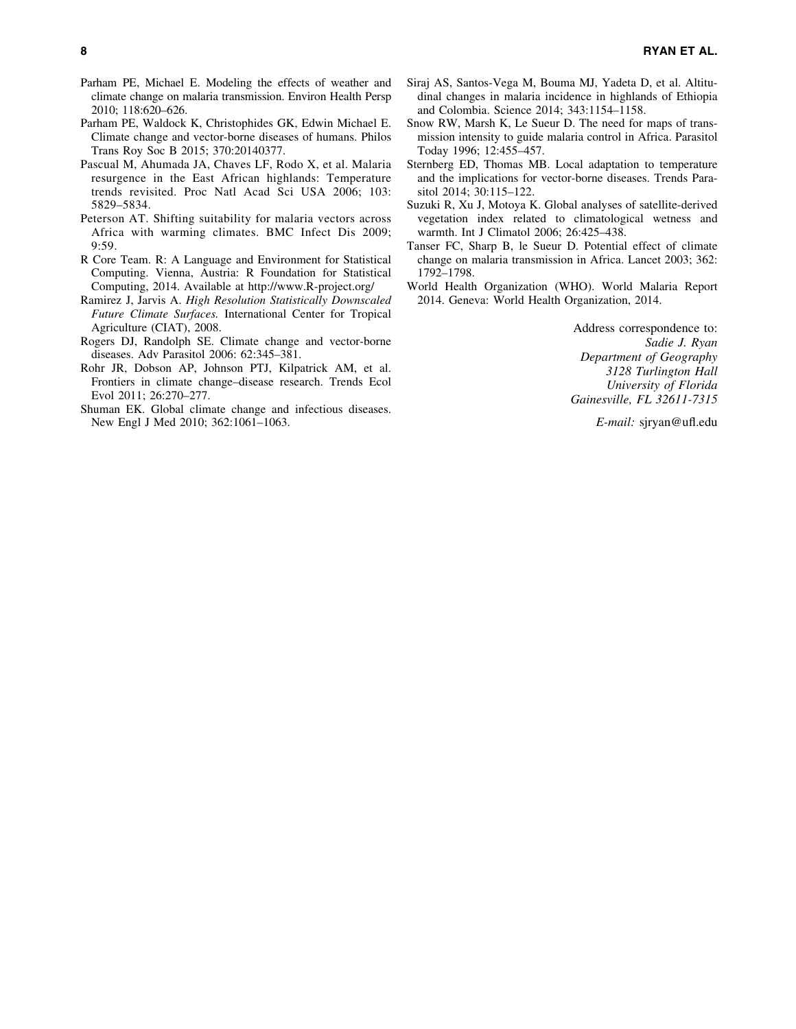Parham PE, Michael E. Modeling the effects of weather and climate change on malaria transmission. Environ Health Persp 2010; 118:620–626.

Parham PE, Waldock K, Christophides GK, Edwin Michael E. Climate change and vector-borne diseases of humans. Philos Trans Roy Soc B 2015; 370:20140377.

Pascual M, Ahumada JA, Chaves LF, Rodo X, et al. Malaria resurgence in the East African highlands: Temperature trends revisited. Proc Natl Acad Sci USA 2006; 103: 5829–5834.

Peterson AT. Shifting suitability for malaria vectors across Africa with warming climates. BMC Infect Dis 2009; 9:59.

R Core Team. R: A Language and Environment for Statistical Computing. Vienna, Austria: R Foundation for Statistical Computing, 2014. Available at http://www.R-project.org/

Ramirez J, Jarvis A. *High Resolution Statistically Downscaled Future Climate Surfaces.* International Center for Tropical Agriculture (CIAT), 2008.

Rogers DJ, Randolph SE. Climate change and vector-borne diseases. Adv Parasitol 2006: 62:345–381.

Rohr JR, Dobson AP, Johnson PTJ, Kilpatrick AM, et al. Frontiers in climate change–disease research. Trends Ecol Evol 2011; 26:270–277.

Shuman EK. Global climate change and infectious diseases. New Engl J Med 2010; 362:1061–1063.

Siraj AS, Santos-Vega M, Bouma MJ, Yadeta D, et al. Altitudinal changes in malaria incidence in highlands of Ethiopia and Colombia. Science 2014; 343:1154–1158.

Snow RW, Marsh K, Le Sueur D. The need for maps of transmission intensity to guide malaria control in Africa. Parasitol Today 1996; 12:455–457.

Sternberg ED, Thomas MB. Local adaptation to temperature and the implications for vector-borne diseases. Trends Parasitol 2014; 30:115–122.

Suzuki R, Xu J, Motoya K. Global analyses of satellite-derived vegetation index related to climatological wetness and warmth. Int J Climatol 2006; 26:425–438.

Tanser FC, Sharp B, le Sueur D. Potential effect of climate change on malaria transmission in Africa. Lancet 2003; 362: 1792–1798.

World Health Organization (WHO). World Malaria Report 2014. Geneva: World Health Organization, 2014.

Address correspondence to:
*Sadie J. Ryan*
*Department of Geography*
*3128 Turlington Hall*
*University of Florida*
*Gainesville, FL 32611-7315*

*E-mail:* sjryan@ufl.edu